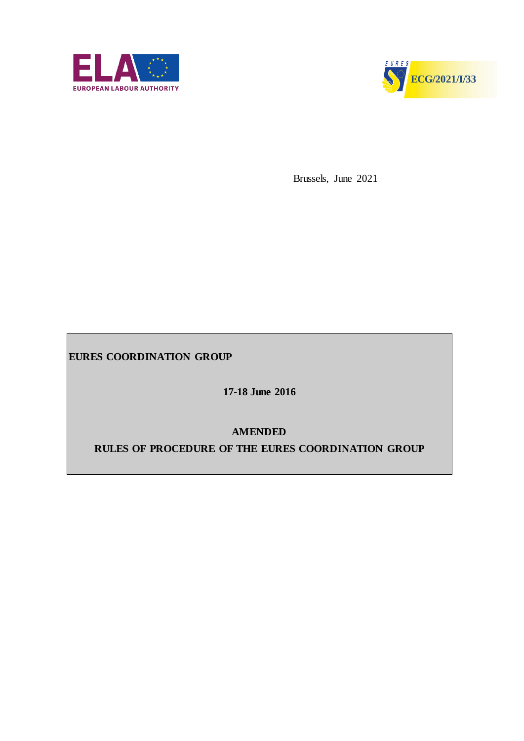EUROPEAN LABOUR AUTHORITY

EURES **ECG/2021/I/33**

Brussels, June 2021

**EURES COORDINATION GROUP**

**17-18 June 2016**

**AMENDED**

**RULES OF PROCEDURE OF THE EURES COORDINATION GROUP**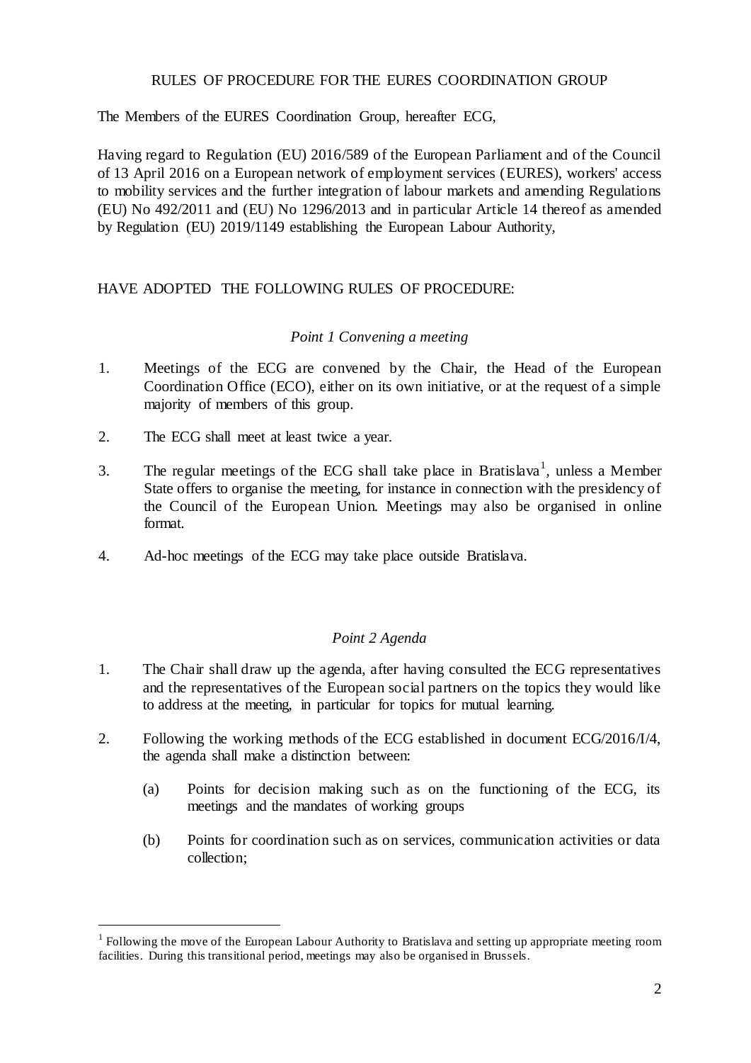RULES OF PROCEDURE FOR THE EURES COORDINATION GROUP

The Members of the EURES Coordination Group, hereafter ECG,

Having regard to Regulation (EU) 2016/589 of the European Parliament and of the Council of 13 April 2016 on a European network of employment services (EURES), workers' access to mobility services and the further integration of labour markets and amending Regulations (EU) No 492/2011 and (EU) No 1296/2013 and in particular Article 14 thereof as amended by Regulation (EU) 2019/1149 establishing the European Labour Authority,

HAVE ADOPTED THE FOLLOWING RULES OF PROCEDURE:

*Point 1 Convening a meeting*

1. Meetings of the ECG are convened by the Chair, the Head of the European Coordination Office (ECO), either on its own initiative, or at the request of a simple majority of members of this group.

2. The ECG shall meet at least twice a year.

3. The regular meetings of the ECG shall take place in Bratislava[1], unless a Member State offers to organise the meeting, for instance in connection with the presidency of the Council of the European Union. Meetings may also be organised in online format.

4. Ad-hoc meetings of the ECG may take place outside Bratislava.

*Point 2 Agenda*

1. The Chair shall draw up the agenda, after having consulted the ECG representatives and the representatives of the European social partners on the topics they would like to address at the meeting, in particular for topics for mutual learning.

2. Following the working methods of the ECG established in document ECG/2016/I/4, the agenda shall make a distinction between:

   (a) Points for decision making such as on the functioning of the ECG, its meetings and the mandates of working groups

   (b) Points for coordination such as on services, communication activities or data collection;

[1] Following the move of the European Labour Authority to Bratislava and setting up appropriate meeting room facilities. During this transitional period, meetings may also be organised in Brussels.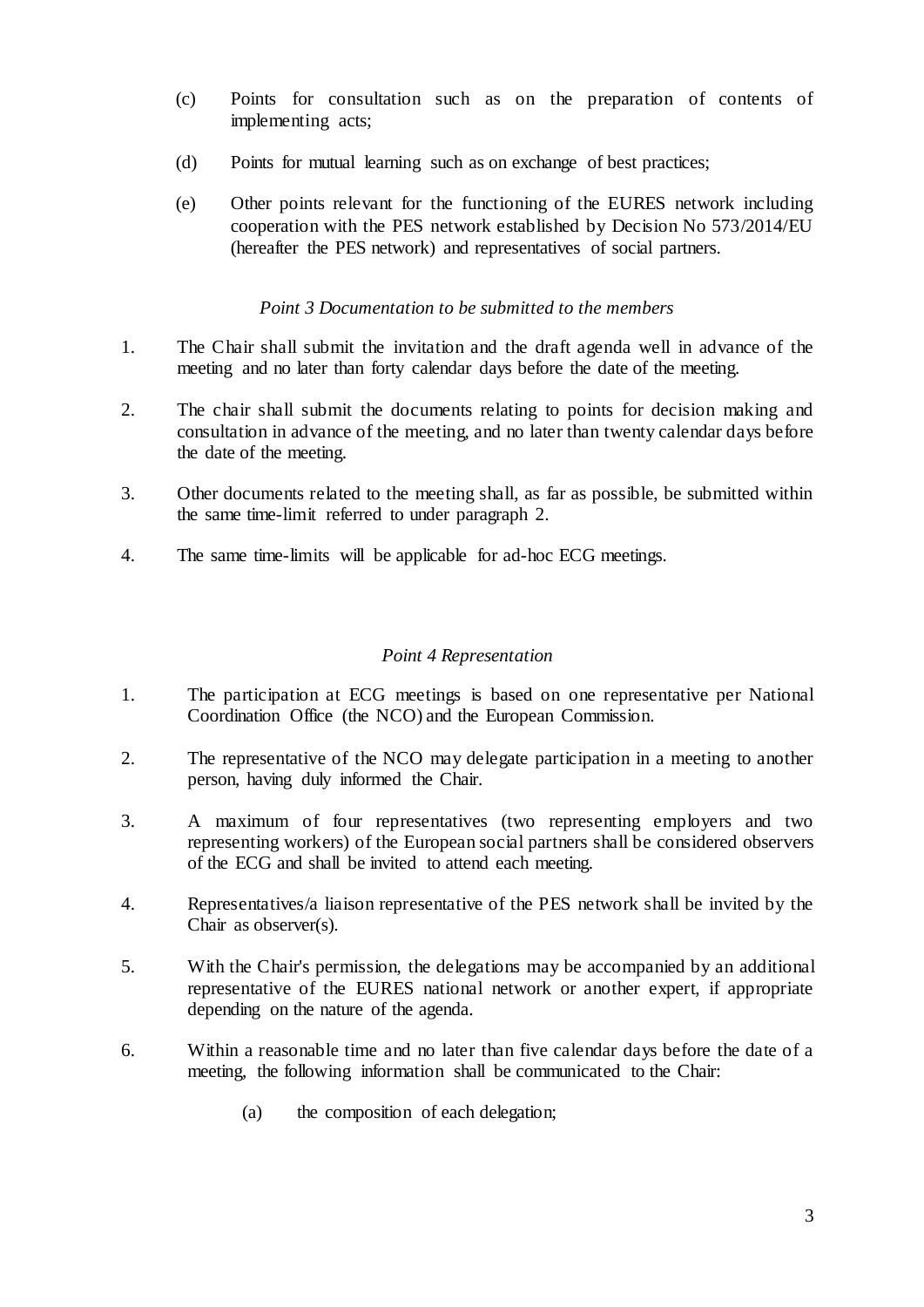(c) Points for consultation such as on the preparation of contents of implementing acts;

(d) Points for mutual learning such as on exchange of best practices;

(e) Other points relevant for the functioning of the EURES network including cooperation with the PES network established by Decision No 573/2014/EU (hereafter the PES network) and representatives of social partners.

*Point 3 Documentation to be submitted to the members*

1. The Chair shall submit the invitation and the draft agenda well in advance of the meeting and no later than forty calendar days before the date of the meeting.

2. The chair shall submit the documents relating to points for decision making and consultation in advance of the meeting, and no later than twenty calendar days before the date of the meeting.

3. Other documents related to the meeting shall, as far as possible, be submitted within the same time-limit referred to under paragraph 2.

4. The same time-limits will be applicable for ad-hoc ECG meetings.

*Point 4 Representation*

1. The participation at ECG meetings is based on one representative per National Coordination Office (the NCO) and the European Commission.

2. The representative of the NCO may delegate participation in a meeting to another person, having duly informed the Chair.

3. A maximum of four representatives (two representing employers and two representing workers) of the European social partners shall be considered observers of the ECG and shall be invited to attend each meeting.

4. Representatives/a liaison representative of the PES network shall be invited by the Chair as observer(s).

5. With the Chair's permission, the delegations may be accompanied by an additional representative of the EURES national network or another expert, if appropriate depending on the nature of the agenda.

6. Within a reasonable time and no later than five calendar days before the date of a meeting, the following information shall be communicated to the Chair:

   (a) the composition of each delegation;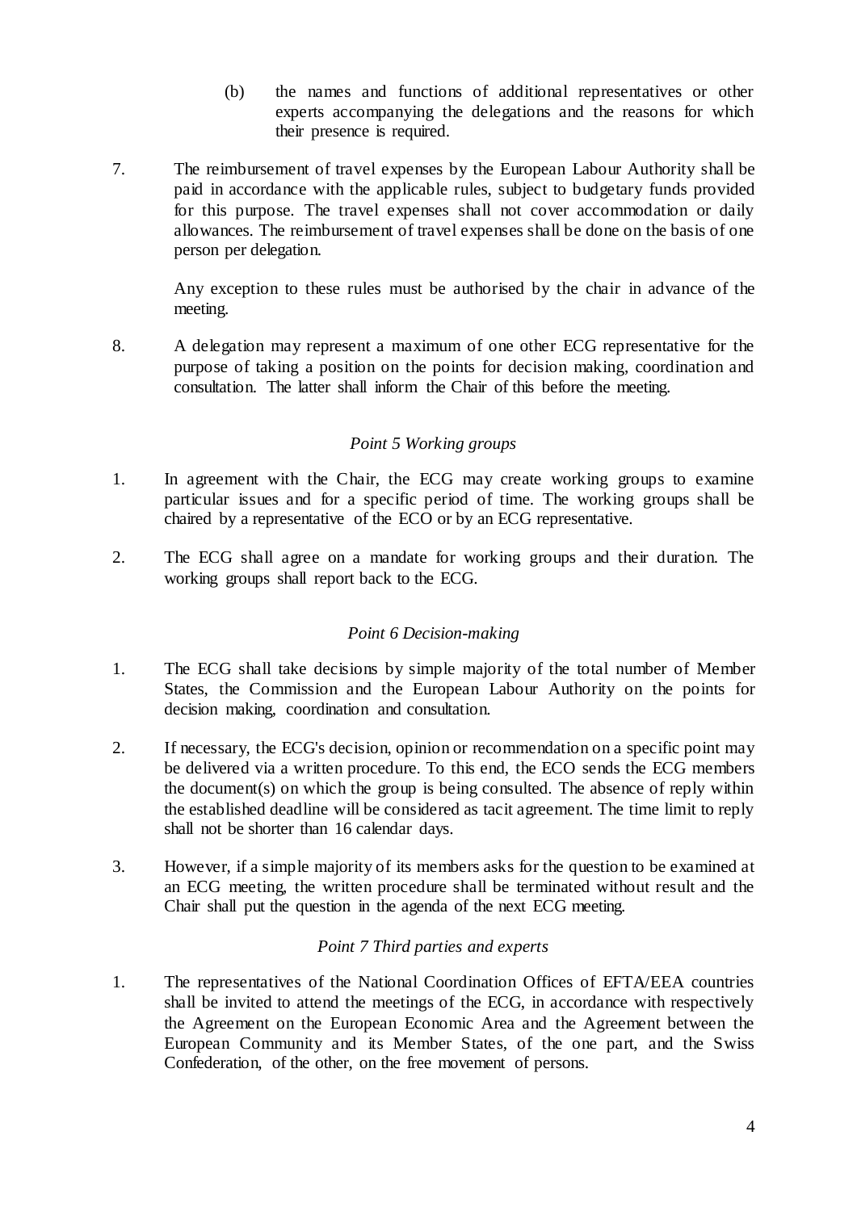(b) the names and functions of additional representatives or other experts accompanying the delegations and the reasons for which their presence is required.

7. The reimbursement of travel expenses by the European Labour Authority shall be paid in accordance with the applicable rules, subject to budgetary funds provided for this purpose. The travel expenses shall not cover accommodation or daily allowances. The reimbursement of travel expenses shall be done on the basis of one person per delegation.

   Any exception to these rules must be authorised by the chair in advance of the meeting.

8. A delegation may represent a maximum of one other ECG representative for the purpose of taking a position on the points for decision making, coordination and consultation. The latter shall inform the Chair of this before the meeting.

*Point 5 Working groups*

1. In agreement with the Chair, the ECG may create working groups to examine particular issues and for a specific period of time. The working groups shall be chaired by a representative of the ECO or by an ECG representative.

2. The ECG shall agree on a mandate for working groups and their duration. The working groups shall report back to the ECG.

*Point 6 Decision-making*

1. The ECG shall take decisions by simple majority of the total number of Member States, the Commission and the European Labour Authority on the points for decision making, coordination and consultation.

2. If necessary, the ECG's decision, opinion or recommendation on a specific point may be delivered via a written procedure. To this end, the ECO sends the ECG members the document(s) on which the group is being consulted. The absence of reply within the established deadline will be considered as tacit agreement. The time limit to reply shall not be shorter than 16 calendar days.

3. However, if a simple majority of its members asks for the question to be examined at an ECG meeting, the written procedure shall be terminated without result and the Chair shall put the question in the agenda of the next ECG meeting.

*Point 7 Third parties and experts*

1. The representatives of the National Coordination Offices of EFTA/EEA countries shall be invited to attend the meetings of the ECG, in accordance with respectively the Agreement on the European Economic Area and the Agreement between the European Community and its Member States, of the one part, and the Swiss Confederation, of the other, on the free movement of persons.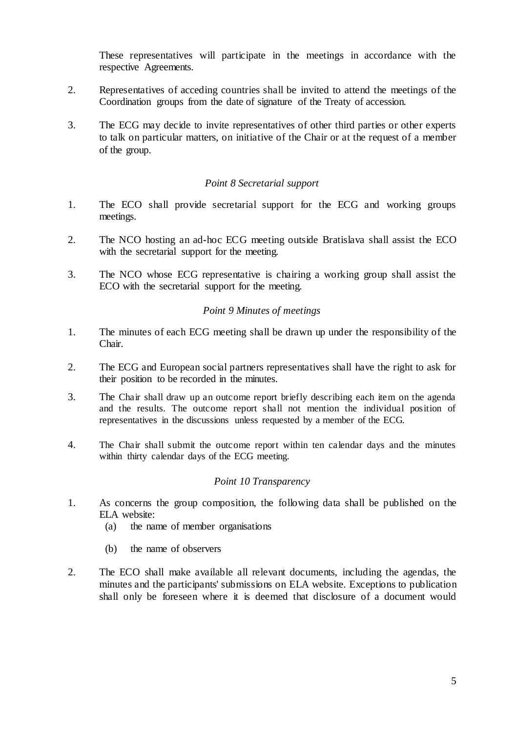These representatives will participate in the meetings in accordance with the respective Agreements.

2. Representatives of acceding countries shall be invited to attend the meetings of the Coordination groups from the date of signature of the Treaty of accession.

3. The ECG may decide to invite representatives of other third parties or other experts to talk on particular matters, on initiative of the Chair or at the request of a member of the group.

*Point 8 Secretarial support*

1. The ECO shall provide secretarial support for the ECG and working groups meetings.

2. The NCO hosting an ad-hoc ECG meeting outside Bratislava shall assist the ECO with the secretarial support for the meeting.

3. The NCO whose ECG representative is chairing a working group shall assist the ECO with the secretarial support for the meeting.

*Point 9 Minutes of meetings*

1. The minutes of each ECG meeting shall be drawn up under the responsibility of the Chair.

2. The ECG and European social partners representatives shall have the right to ask for their position to be recorded in the minutes.

3. The Chair shall draw up an outcome report briefly describing each item on the agenda and the results. The outcome report shall not mention the individual position of representatives in the discussions unless requested by a member of the ECG.

4. The Chair shall submit the outcome report within ten calendar days and the minutes within thirty calendar days of the ECG meeting.

*Point 10 Transparency*

1. As concerns the group composition, the following data shall be published on the ELA website:
   (a) the name of member organisations

   (b) the name of observers

2. The ECO shall make available all relevant documents, including the agendas, the minutes and the participants' submissions on ELA website. Exceptions to publication shall only be foreseen where it is deemed that disclosure of a document would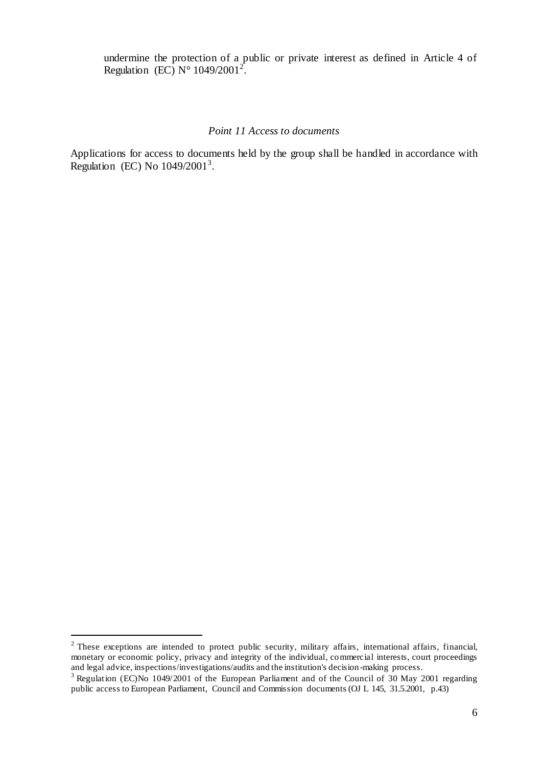undermine the protection of a public or private interest as defined in Article 4 of Regulation (EC) N° 1049/2001[2].

*Point 11 Access to documents*

Applications for access to documents held by the group shall be handled in accordance with Regulation (EC) No 1049/2001[3].

---

[2] These exceptions are intended to protect public security, military affairs, international affairs, financial, monetary or economic policy, privacy and integrity of the individual, commercial interests, court proceedings and legal advice, inspections/investigations/audits and the institution's decision-making process.

[3] Regulation (EC)No 1049/2001 of the European Parliament and of the Council of 30 May 2001 regarding public access to European Parliament, Council and Commission documents (OJ L 145, 31.5.2001, p.43)